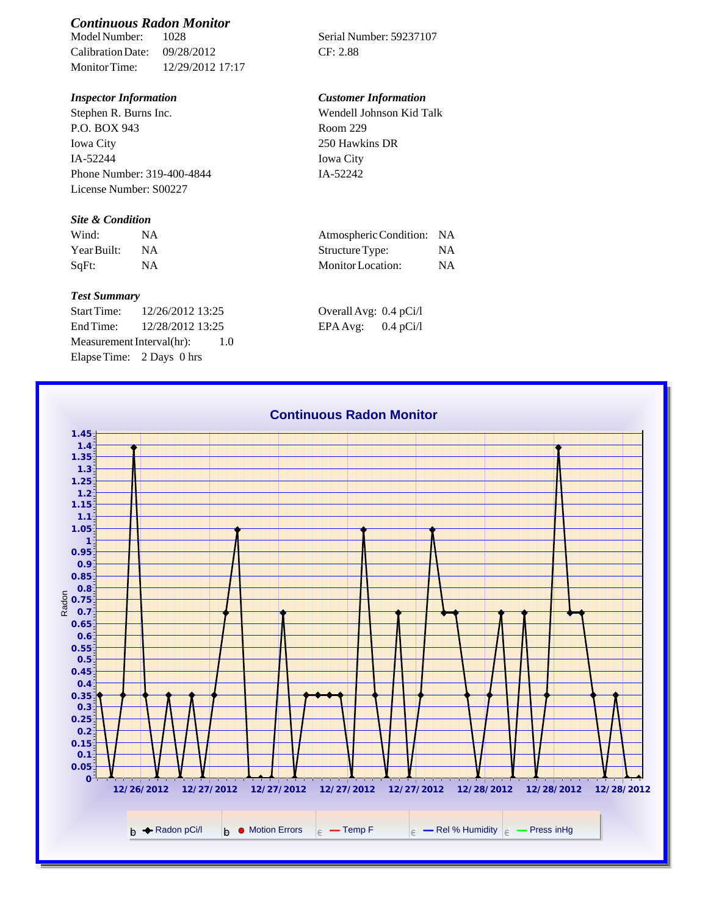## *Continuous Radon Monitor*

Model Number: 1028
Calibration Date: 09/28/2012
Monitor Time: 12/29/2012 17:17

Serial Number: 59237107
CF: 2.88

### *Inspector Information*

Stephen R. Burns Inc.
P.O. BOX 943
Iowa City
IA-52244
Phone Number: 319-400-4844
License Number: S00227

### *Customer Information*

Wendell Johnson Kid Talk
Room 229
250 Hawkins DR
Iowa City
IA-52242

### *Site & Condition*

| | | | |
|---|---|---|---|
| Wind: | NA | Atmospheric Condition: | NA |
| Year Built: | NA | Structure Type: | NA |
| SqFt: | NA | Monitor Location: | NA |

### *Test Summary*

Start Time: 12/26/2012 13:25
End Time: 12/28/2012 13:25
Measurement Interval(hr): 1.0
Elapse Time: 2 Days 0 hrs

Overall Avg: 0.4 pCi/l
EPA Avg: 0.4 pCi/l

**Continuous Radon Monitor**

Radon

0 0.05 0.1 0.15 0.2 0.25 0.3 0.35 0.4 0.45 0.5 0.55 0.6 0.65 0.7 0.75 0.8 0.85 0.9 0.95 1 1.05 1.1 1.15 1.2 1.25 1.3 1.35 1.4 1.45

12/26/2012 12/27/2012 12/27/2012 12/27/2012 12/27/2012 12/28/2012 12/28/2012 12/28/2012

Radon pCi/l | Motion Errors | Temp F | Rel % Humidity | Press inHg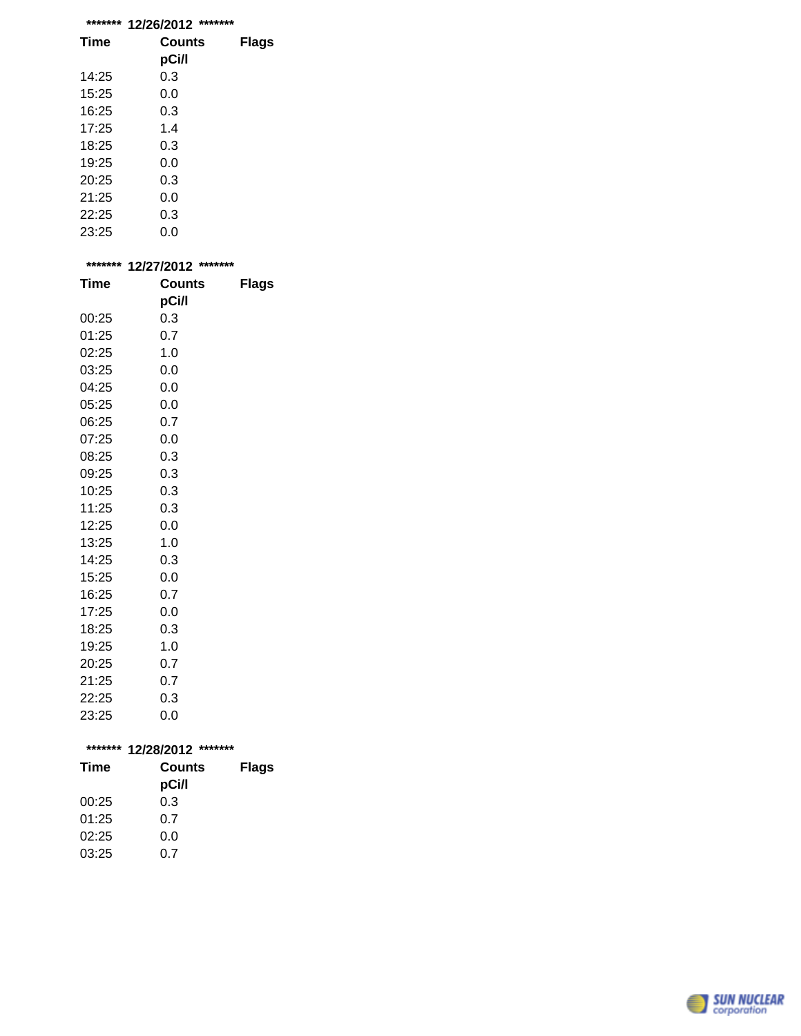******* 12/26/2012 *******

| Time | Counts pCi/l | Flags |
|---|---|---|
| 14:25 | 0.3 | |
| 15:25 | 0.0 | |
| 16:25 | 0.3 | |
| 17:25 | 1.4 | |
| 18:25 | 0.3 | |
| 19:25 | 0.0 | |
| 20:25 | 0.3 | |
| 21:25 | 0.0 | |
| 22:25 | 0.3 | |
| 23:25 | 0.0 | |

******* 12/27/2012 *******

| Time | Counts pCi/l | Flags |
|---|---|---|
| 00:25 | 0.3 | |
| 01:25 | 0.7 | |
| 02:25 | 1.0 | |
| 03:25 | 0.0 | |
| 04:25 | 0.0 | |
| 05:25 | 0.0 | |
| 06:25 | 0.7 | |
| 07:25 | 0.0 | |
| 08:25 | 0.3 | |
| 09:25 | 0.3 | |
| 10:25 | 0.3 | |
| 11:25 | 0.3 | |
| 12:25 | 0.0 | |
| 13:25 | 1.0 | |
| 14:25 | 0.3 | |
| 15:25 | 0.0 | |
| 16:25 | 0.7 | |
| 17:25 | 0.0 | |
| 18:25 | 0.3 | |
| 19:25 | 1.0 | |
| 20:25 | 0.7 | |
| 21:25 | 0.7 | |
| 22:25 | 0.3 | |
| 23:25 | 0.0 | |

******* 12/28/2012 *******

| Time | Counts pCi/l | Flags |
|---|---|---|
| 00:25 | 0.3 | |
| 01:25 | 0.7 | |
| 02:25 | 0.0 | |
| 03:25 | 0.7 | |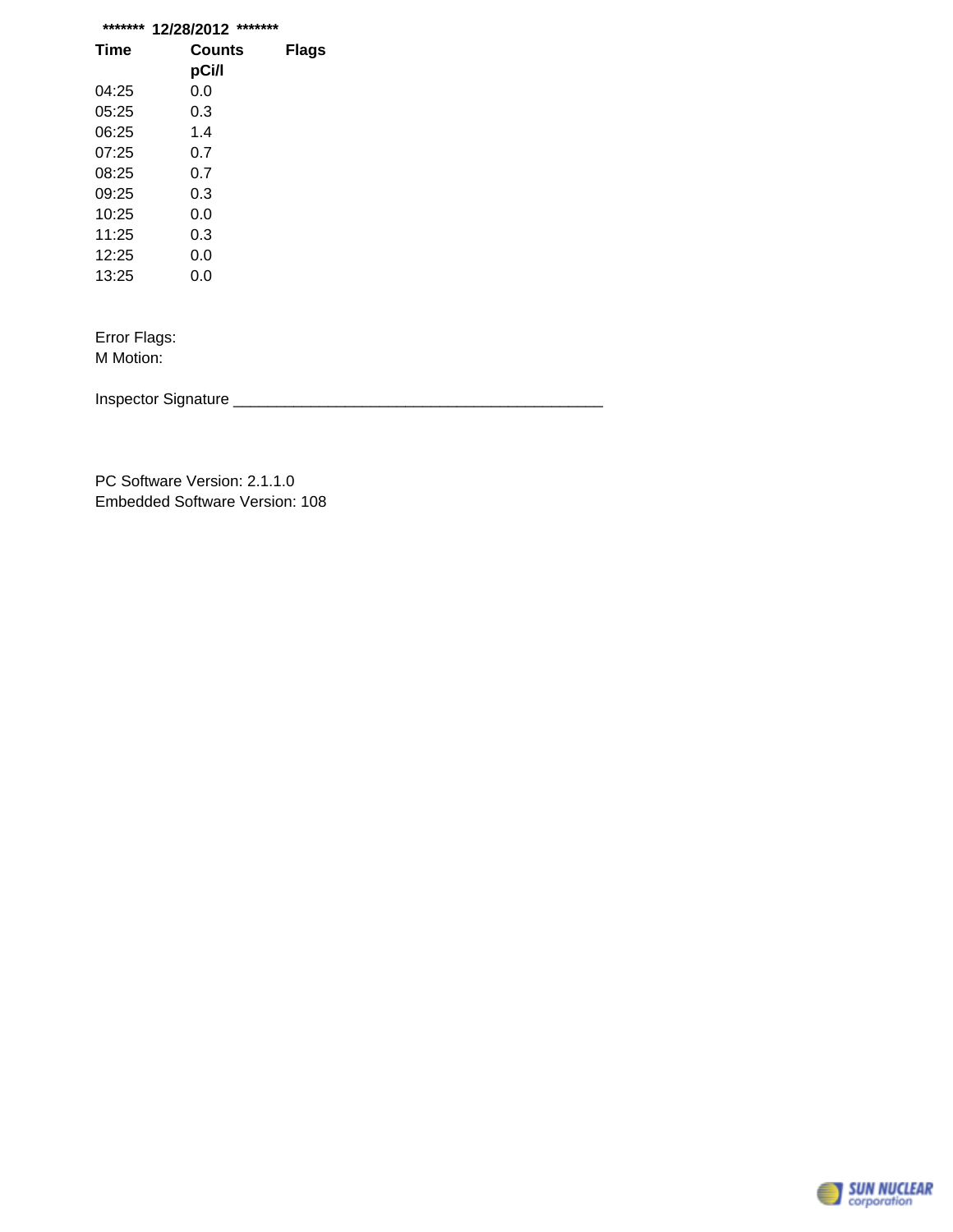**\*\*\*\*\*\*\* 12/28/2012 \*\*\*\*\*\*\***

| Time | Counts pCi/l | Flags |
|---|---|---|
| 04:25 | 0.0 | |
| 05:25 | 0.3 | |
| 06:25 | 1.4 | |
| 07:25 | 0.7 | |
| 08:25 | 0.7 | |
| 09:25 | 0.3 | |
| 10:25 | 0.0 | |
| 11:25 | 0.3 | |
| 12:25 | 0.0 | |
| 13:25 | 0.0 | |

Error Flags:
M Motion:

Inspector Signature ___________________________________________

PC Software Version: 2.1.1.0
Embedded Software Version: 108

SUN NUCLEAR corporation